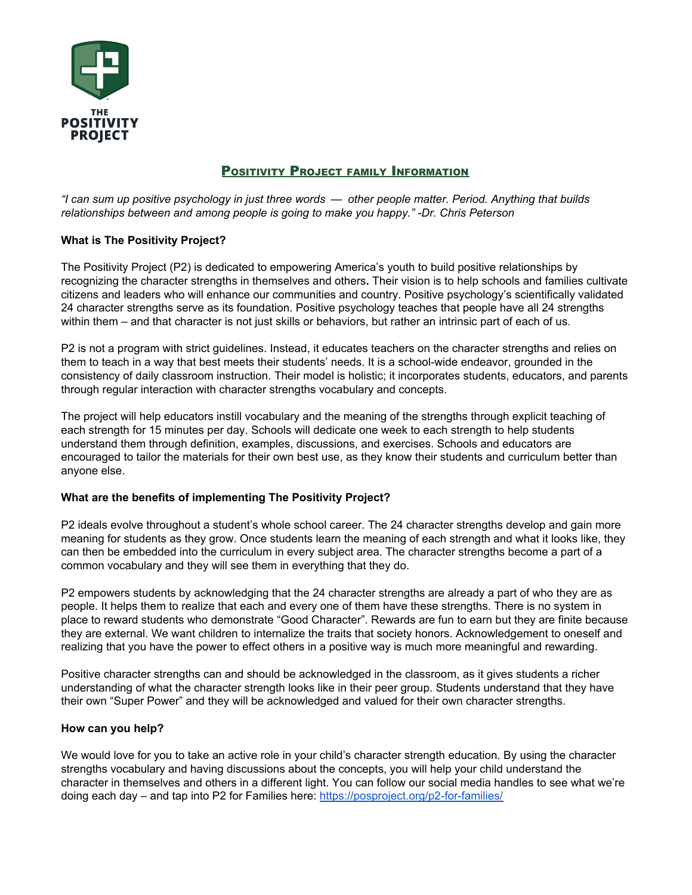# Positivity Project family Information

*"I can sum up positive psychology in just three words — other people matter. Period. Anything that builds relationships between and among people is going to make you happy." -Dr. Chris Peterson*

**What is The Positivity Project?**

The Positivity Project (P2) is dedicated to empowering America's youth to build positive relationships by recognizing the character strengths in themselves and others**.** Their vision is to help schools and families cultivate citizens and leaders who will enhance our communities and country. Positive psychology's scientifically validated 24 character strengths serve as its foundation. Positive psychology teaches that people have all 24 strengths within them – and that character is not just skills or behaviors, but rather an intrinsic part of each of us.

P2 is not a program with strict guidelines. Instead, it educates teachers on the character strengths and relies on them to teach in a way that best meets their students' needs. It is a school-wide endeavor, grounded in the consistency of daily classroom instruction. Their model is holistic; it incorporates students, educators, and parents through regular interaction with character strengths vocabulary and concepts.

The project will help educators instill vocabulary and the meaning of the strengths through explicit teaching of each strength for 15 minutes per day. Schools will dedicate one week to each strength to help students understand them through definition, examples, discussions, and exercises. Schools and educators are encouraged to tailor the materials for their own best use, as they know their students and curriculum better than anyone else.

**What are the benefits of implementing The Positivity Project?**

P2 ideals evolve throughout a student's whole school career. The 24 character strengths develop and gain more meaning for students as they grow. Once students learn the meaning of each strength and what it looks like, they can then be embedded into the curriculum in every subject area. The character strengths become a part of a common vocabulary and they will see them in everything that they do.

P2 empowers students by acknowledging that the 24 character strengths are already a part of who they are as people. It helps them to realize that each and every one of them have these strengths. There is no system in place to reward students who demonstrate "Good Character". Rewards are fun to earn but they are finite because they are external. We want children to internalize the traits that society honors. Acknowledgement to oneself and realizing that you have the power to effect others in a positive way is much more meaningful and rewarding.

Positive character strengths can and should be acknowledged in the classroom, as it gives students a richer understanding of what the character strength looks like in their peer group. Students understand that they have their own "Super Power" and they will be acknowledged and valued for their own character strengths.

**How can you help?**

We would love for you to take an active role in your child's character strength education. By using the character strengths vocabulary and having discussions about the concepts, you will help your child understand the character in themselves and others in a different light. You can follow our social media handles to see what we're doing each day – and tap into P2 for Families here: [https://posproject.org/p2-for-families/](https://posproject.org/p2-for-families/)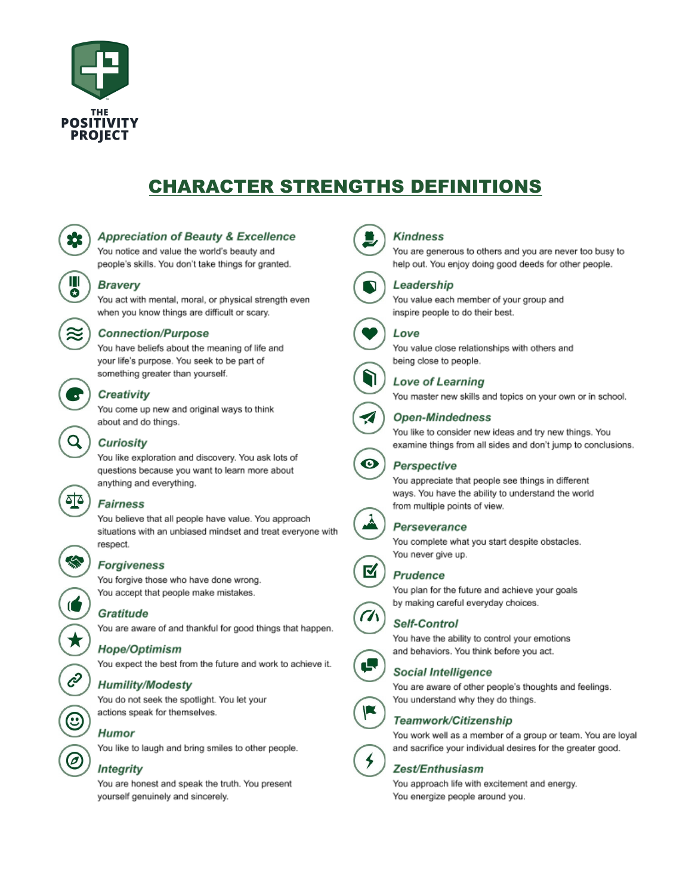THE POSITIVITY PROJECT

# CHARACTER STRENGTHS DEFINITIONS

### Appreciation of Beauty & Excellence
You notice and value the world's beauty and people's skills. You don't take things for granted.

### Bravery
You act with mental, moral, or physical strength even when you know things are difficult or scary.

### Connection/Purpose
You have beliefs about the meaning of life and your life's purpose. You seek to be part of something greater than yourself.

### Creativity
You come up new and original ways to think about and do things.

### Curiosity
You like exploration and discovery. You ask lots of questions because you want to learn more about anything and everything.

### Fairness
You believe that all people have value. You approach situations with an unbiased mindset and treat everyone with respect.

### Forgiveness
You forgive those who have done wrong. You accept that people make mistakes.

### Gratitude
You are aware of and thankful for good things that happen.

### Hope/Optimism
You expect the best from the future and work to achieve it.

### Humility/Modesty
You do not seek the spotlight. You let your actions speak for themselves.

### Humor
You like to laugh and bring smiles to other people.

### Integrity
You are honest and speak the truth. You present yourself genuinely and sincerely.

### Kindness
You are generous to others and you are never too busy to help out. You enjoy doing good deeds for other people.

### Leadership
You value each member of your group and inspire people to do their best.

### Love
You value close relationships with others and being close to people.

### Love of Learning
You master new skills and topics on your own or in school.

### Open-Mindedness
You like to consider new ideas and try new things. You examine things from all sides and don't jump to conclusions.

### Perspective
You appreciate that people see things in different ways. You have the ability to understand the world from multiple points of view.

### Perseverance
You complete what you start despite obstacles. You never give up.

### Prudence
You plan for the future and achieve your goals by making careful everyday choices.

### Self-Control
You have the ability to control your emotions and behaviors. You think before you act.

### Social Intelligence
You are aware of other people's thoughts and feelings. You understand why they do things.

### Teamwork/Citizenship
You work well as a member of a group or team. You are loyal and sacrifice your individual desires for the greater good.

### Zest/Enthusiasm
You approach life with excitement and energy. You energize people around you.